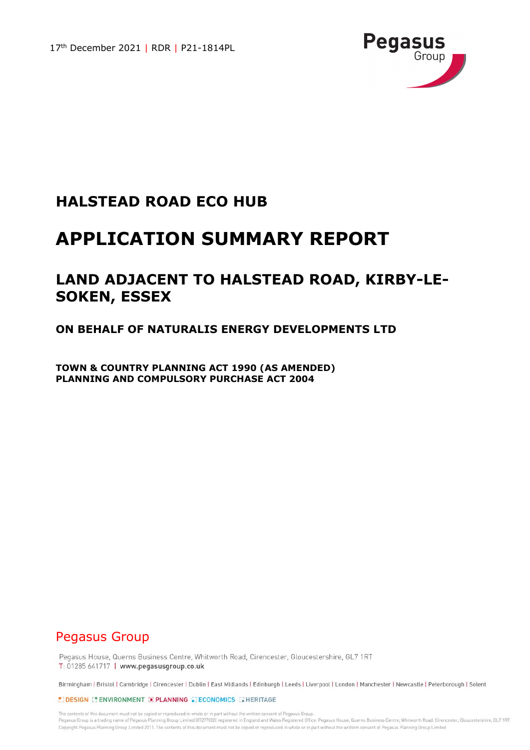17th December 2021 | RDR | P21-1814PL

Pegasus Group

# HALSTEAD ROAD ECO HUB

# APPLICATION SUMMARY REPORT

## LAND ADJACENT TO HALSTEAD ROAD, KIRBY-LE-SOKEN, ESSEX

### ON BEHALF OF NATURALIS ENERGY DEVELOPMENTS LTD

**TOWN & COUNTRY PLANNING ACT 1990 (AS AMENDED)**
**PLANNING AND COMPULSORY PURCHASE ACT 2004**

Pegasus Group

Pegasus House, Querns Business Centre, Whitworth Road, Cirencester, Gloucestershire, GL7 1RT
T: 01285 641717 | www.pegasusgroup.co.uk

Birmingham | Bristol | Cambridge | Cirencester | Dublin | East Midlands | Edinburgh | Leeds | Liverpool | London | Manchester | Newcastle | Peterborough | Solent

DESIGN | ENVIRONMENT | PLANNING | ECONOMICS | HERITAGE

The contents of this document must not be copied or reproduced in whole or in part without the written consent of Pegasus Group.
Pegasus Group is a trading name of Pegasus Planning Group Limited (07277000) registered in England and Wales Registered Office: Pegasus House, Querns Business Centre, Whitworth Road, Cirencester, Gloucestershire, GL7 1RT
Copyright Pegasus Planning Group Limited 2011. The contents of this document must not be copied or reproduced in whole or in part without the written consent of Pegasus Planning Group Limited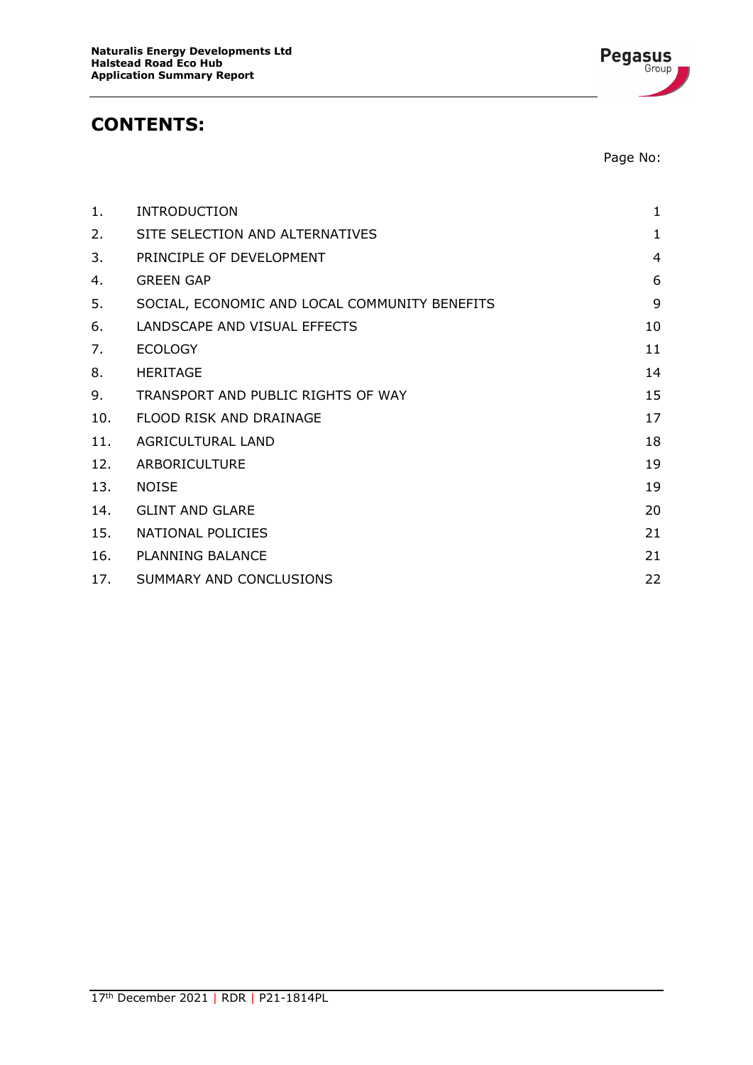# CONTENTS:

| | | Page No: |
|---|---|---|
| 1. | INTRODUCTION | 1 |
| 2. | SITE SELECTION AND ALTERNATIVES | 1 |
| 3. | PRINCIPLE OF DEVELOPMENT | 4 |
| 4. | GREEN GAP | 6 |
| 5. | SOCIAL, ECONOMIC AND LOCAL COMMUNITY BENEFITS | 9 |
| 6. | LANDSCAPE AND VISUAL EFFECTS | 10 |
| 7. | ECOLOGY | 11 |
| 8. | HERITAGE | 14 |
| 9. | TRANSPORT AND PUBLIC RIGHTS OF WAY | 15 |
| 10. | FLOOD RISK AND DRAINAGE | 17 |
| 11. | AGRICULTURAL LAND | 18 |
| 12. | ARBORICULTURE | 19 |
| 13. | NOISE | 19 |
| 14. | GLINT AND GLARE | 20 |
| 15. | NATIONAL POLICIES | 21 |
| 16. | PLANNING BALANCE | 21 |
| 17. | SUMMARY AND CONCLUSIONS | 22 |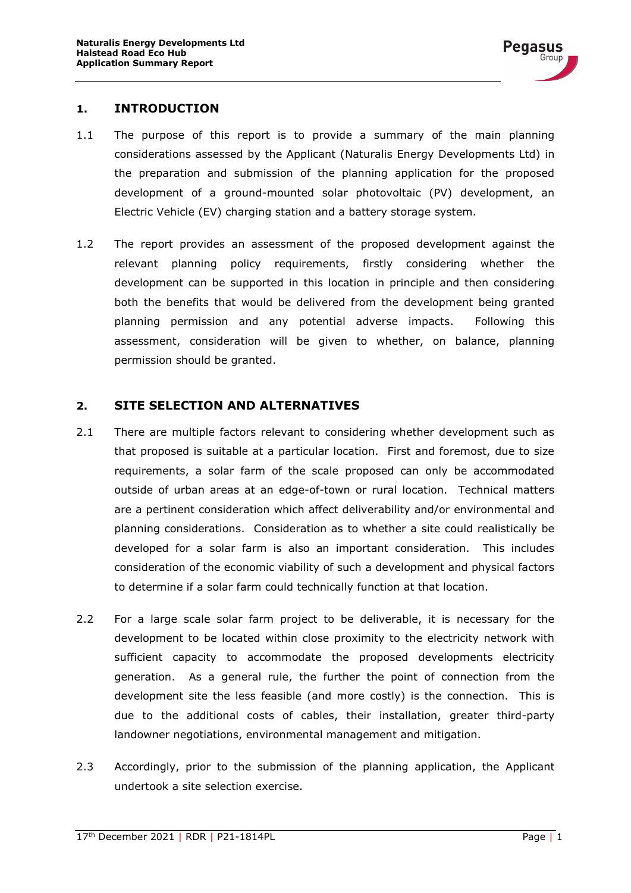## 1. INTRODUCTION

1.1 The purpose of this report is to provide a summary of the main planning considerations assessed by the Applicant (Naturalis Energy Developments Ltd) in the preparation and submission of the planning application for the proposed development of a ground-mounted solar photovoltaic (PV) development, an Electric Vehicle (EV) charging station and a battery storage system.

1.2 The report provides an assessment of the proposed development against the relevant planning policy requirements, firstly considering whether the development can be supported in this location in principle and then considering both the benefits that would be delivered from the development being granted planning permission and any potential adverse impacts. Following this assessment, consideration will be given to whether, on balance, planning permission should be granted.

## 2. SITE SELECTION AND ALTERNATIVES

2.1 There are multiple factors relevant to considering whether development such as that proposed is suitable at a particular location. First and foremost, due to size requirements, a solar farm of the scale proposed can only be accommodated outside of urban areas at an edge-of-town or rural location. Technical matters are a pertinent consideration which affect deliverability and/or environmental and planning considerations. Consideration as to whether a site could realistically be developed for a solar farm is also an important consideration. This includes consideration of the economic viability of such a development and physical factors to determine if a solar farm could technically function at that location.

2.2 For a large scale solar farm project to be deliverable, it is necessary for the development to be located within close proximity to the electricity network with sufficient capacity to accommodate the proposed developments electricity generation. As a general rule, the further the point of connection from the development site the less feasible (and more costly) is the connection. This is due to the additional costs of cables, their installation, greater third-party landowner negotiations, environmental management and mitigation.

2.3 Accordingly, prior to the submission of the planning application, the Applicant undertook a site selection exercise.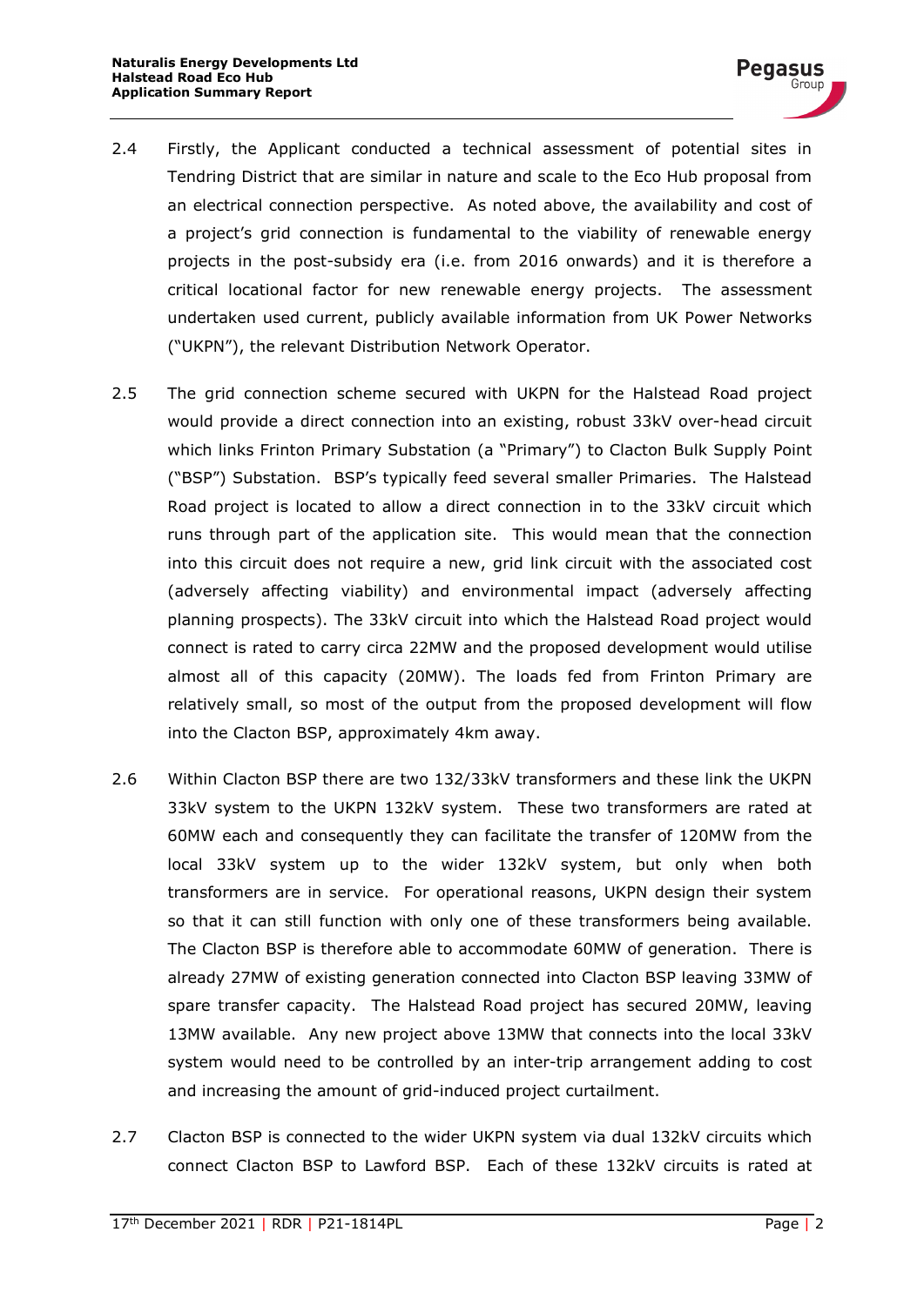2.4 Firstly, the Applicant conducted a technical assessment of potential sites in Tendring District that are similar in nature and scale to the Eco Hub proposal from an electrical connection perspective. As noted above, the availability and cost of a project's grid connection is fundamental to the viability of renewable energy projects in the post-subsidy era (i.e. from 2016 onwards) and it is therefore a critical locational factor for new renewable energy projects. The assessment undertaken used current, publicly available information from UK Power Networks ("UKPN"), the relevant Distribution Network Operator.

2.5 The grid connection scheme secured with UKPN for the Halstead Road project would provide a direct connection into an existing, robust 33kV over-head circuit which links Frinton Primary Substation (a "Primary") to Clacton Bulk Supply Point ("BSP") Substation. BSP's typically feed several smaller Primaries. The Halstead Road project is located to allow a direct connection in to the 33kV circuit which runs through part of the application site. This would mean that the connection into this circuit does not require a new, grid link circuit with the associated cost (adversely affecting viability) and environmental impact (adversely affecting planning prospects). The 33kV circuit into which the Halstead Road project would connect is rated to carry circa 22MW and the proposed development would utilise almost all of this capacity (20MW). The loads fed from Frinton Primary are relatively small, so most of the output from the proposed development will flow into the Clacton BSP, approximately 4km away.

2.6 Within Clacton BSP there are two 132/33kV transformers and these link the UKPN 33kV system to the UKPN 132kV system. These two transformers are rated at 60MW each and consequently they can facilitate the transfer of 120MW from the local 33kV system up to the wider 132kV system, but only when both transformers are in service. For operational reasons, UKPN design their system so that it can still function with only one of these transformers being available. The Clacton BSP is therefore able to accommodate 60MW of generation. There is already 27MW of existing generation connected into Clacton BSP leaving 33MW of spare transfer capacity. The Halstead Road project has secured 20MW, leaving 13MW available. Any new project above 13MW that connects into the local 33kV system would need to be controlled by an inter-trip arrangement adding to cost and increasing the amount of grid-induced project curtailment.

2.7 Clacton BSP is connected to the wider UKPN system via dual 132kV circuits which connect Clacton BSP to Lawford BSP. Each of these 132kV circuits is rated at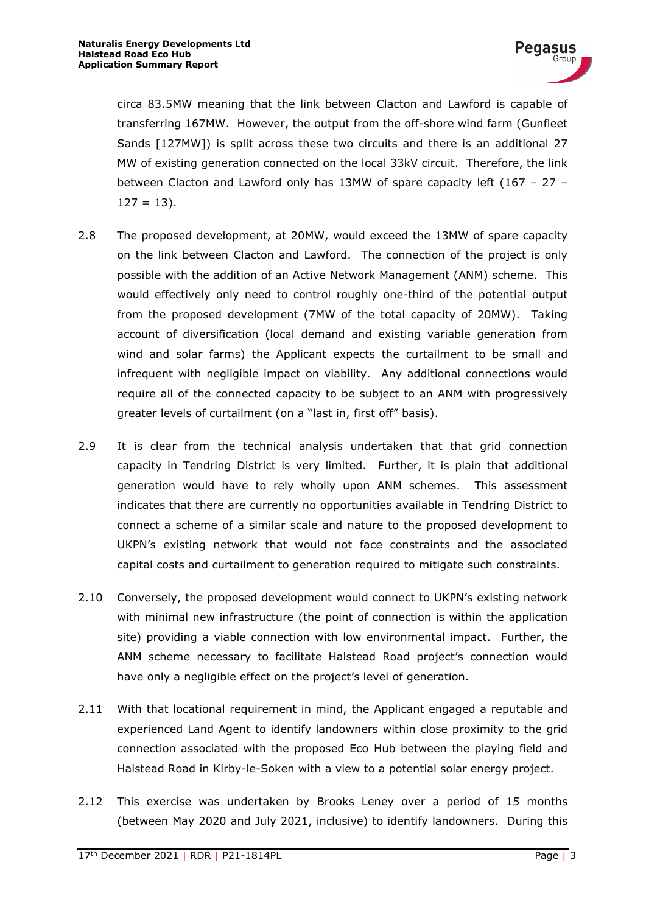circa 83.5MW meaning that the link between Clacton and Lawford is capable of transferring 167MW. However, the output from the off-shore wind farm (Gunfleet Sands [127MW]) is split across these two circuits and there is an additional 27 MW of existing generation connected on the local 33kV circuit. Therefore, the link between Clacton and Lawford only has 13MW of spare capacity left (167 – 27 – 127 = 13).

2.8 The proposed development, at 20MW, would exceed the 13MW of spare capacity on the link between Clacton and Lawford. The connection of the project is only possible with the addition of an Active Network Management (ANM) scheme. This would effectively only need to control roughly one-third of the potential output from the proposed development (7MW of the total capacity of 20MW). Taking account of diversification (local demand and existing variable generation from wind and solar farms) the Applicant expects the curtailment to be small and infrequent with negligible impact on viability. Any additional connections would require all of the connected capacity to be subject to an ANM with progressively greater levels of curtailment (on a "last in, first off" basis).

2.9 It is clear from the technical analysis undertaken that that grid connection capacity in Tendring District is very limited. Further, it is plain that additional generation would have to rely wholly upon ANM schemes. This assessment indicates that there are currently no opportunities available in Tendring District to connect a scheme of a similar scale and nature to the proposed development to UKPN's existing network that would not face constraints and the associated capital costs and curtailment to generation required to mitigate such constraints.

2.10 Conversely, the proposed development would connect to UKPN's existing network with minimal new infrastructure (the point of connection is within the application site) providing a viable connection with low environmental impact. Further, the ANM scheme necessary to facilitate Halstead Road project's connection would have only a negligible effect on the project's level of generation.

2.11 With that locational requirement in mind, the Applicant engaged a reputable and experienced Land Agent to identify landowners within close proximity to the grid connection associated with the proposed Eco Hub between the playing field and Halstead Road in Kirby-le-Soken with a view to a potential solar energy project.

2.12 This exercise was undertaken by Brooks Leney over a period of 15 months (between May 2020 and July 2021, inclusive) to identify landowners. During this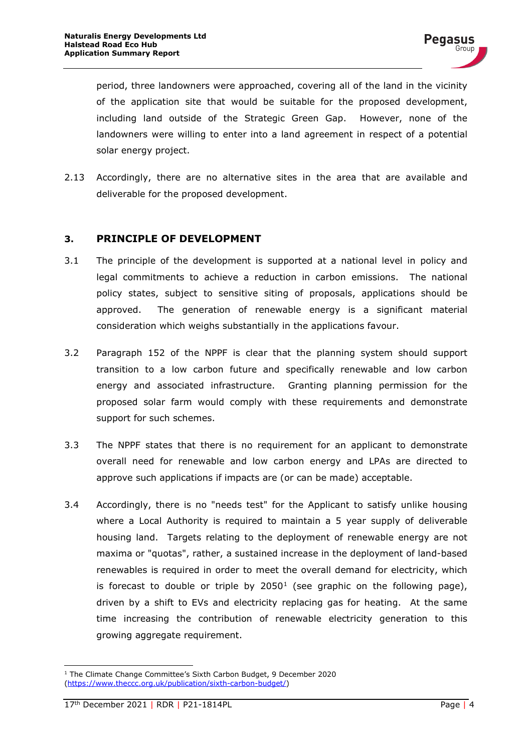period, three landowners were approached, covering all of the land in the vicinity of the application site that would be suitable for the proposed development, including land outside of the Strategic Green Gap. However, none of the landowners were willing to enter into a land agreement in respect of a potential solar energy project.

2.13 Accordingly, there are no alternative sites in the area that are available and deliverable for the proposed development.

## 3. PRINCIPLE OF DEVELOPMENT

3.1 The principle of the development is supported at a national level in policy and legal commitments to achieve a reduction in carbon emissions. The national policy states, subject to sensitive siting of proposals, applications should be approved. The generation of renewable energy is a significant material consideration which weighs substantially in the applications favour.

3.2 Paragraph 152 of the NPPF is clear that the planning system should support transition to a low carbon future and specifically renewable and low carbon energy and associated infrastructure. Granting planning permission for the proposed solar farm would comply with these requirements and demonstrate support for such schemes.

3.3 The NPPF states that there is no requirement for an applicant to demonstrate overall need for renewable and low carbon energy and LPAs are directed to approve such applications if impacts are (or can be made) acceptable.

3.4 Accordingly, there is no "needs test" for the Applicant to satisfy unlike housing where a Local Authority is required to maintain a 5 year supply of deliverable housing land. Targets relating to the deployment of renewable energy are not maxima or "quotas", rather, a sustained increase in the deployment of land-based renewables is required in order to meet the overall demand for electricity, which is forecast to double or triple by 2050[1] (see graphic on the following page), driven by a shift to EVs and electricity replacing gas for heating. At the same time increasing the contribution of renewable electricity generation to this growing aggregate requirement.

[1] The Climate Change Committee's Sixth Carbon Budget, 9 December 2020 (https://www.theccc.org.uk/publication/sixth-carbon-budget/)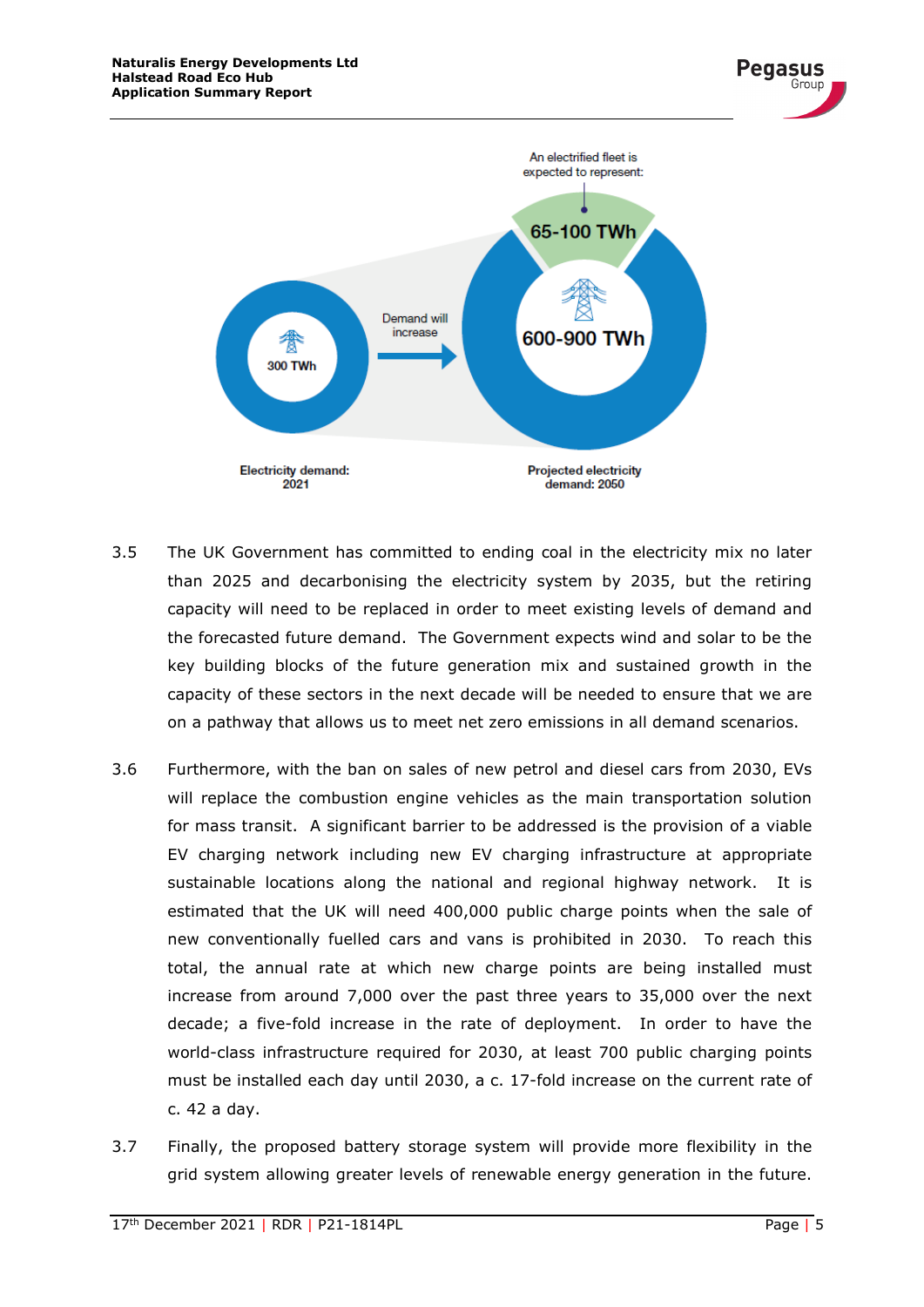3.5 The UK Government has committed to ending coal in the electricity mix no later than 2025 and decarbonising the electricity system by 2035, but the retiring capacity will need to be replaced in order to meet existing levels of demand and the forecasted future demand. The Government expects wind and solar to be the key building blocks of the future generation mix and sustained growth in the capacity of these sectors in the next decade will be needed to ensure that we are on a pathway that allows us to meet net zero emissions in all demand scenarios.

3.6 Furthermore, with the ban on sales of new petrol and diesel cars from 2030, EVs will replace the combustion engine vehicles as the main transportation solution for mass transit. A significant barrier to be addressed is the provision of a viable EV charging network including new EV charging infrastructure at appropriate sustainable locations along the national and regional highway network. It is estimated that the UK will need 400,000 public charge points when the sale of new conventionally fuelled cars and vans is prohibited in 2030. To reach this total, the annual rate at which new charge points are being installed must increase from around 7,000 over the past three years to 35,000 over the next decade; a five-fold increase in the rate of deployment. In order to have the world-class infrastructure required for 2030, at least 700 public charging points must be installed each day until 2030, a c. 17-fold increase on the current rate of c. 42 a day.

3.7 Finally, the proposed battery storage system will provide more flexibility in the grid system allowing greater levels of renewable energy generation in the future.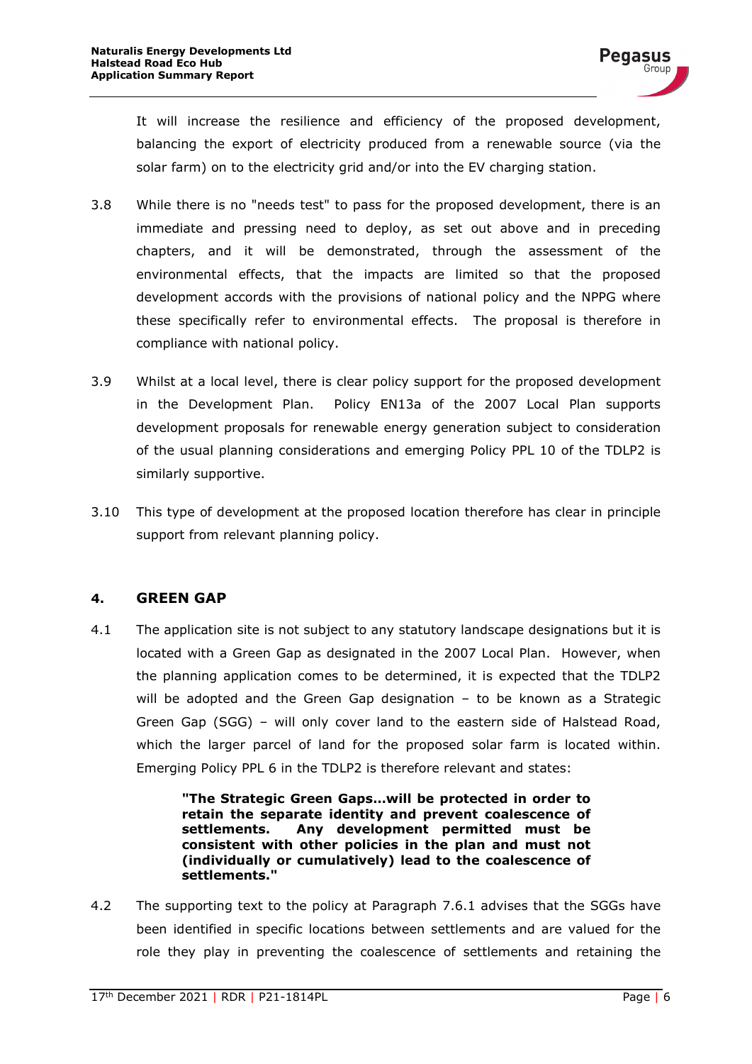It will increase the resilience and efficiency of the proposed development, balancing the export of electricity produced from a renewable source (via the solar farm) on to the electricity grid and/or into the EV charging station.

3.8 While there is no "needs test" to pass for the proposed development, there is an immediate and pressing need to deploy, as set out above and in preceding chapters, and it will be demonstrated, through the assessment of the environmental effects, that the impacts are limited so that the proposed development accords with the provisions of national policy and the NPPG where these specifically refer to environmental effects. The proposal is therefore in compliance with national policy.

3.9 Whilst at a local level, there is clear policy support for the proposed development in the Development Plan. Policy EN13a of the 2007 Local Plan supports development proposals for renewable energy generation subject to consideration of the usual planning considerations and emerging Policy PPL 10 of the TDLP2 is similarly supportive.

3.10 This type of development at the proposed location therefore has clear in principle support from relevant planning policy.

## 4. GREEN GAP

4.1 The application site is not subject to any statutory landscape designations but it is located with a Green Gap as designated in the 2007 Local Plan. However, when the planning application comes to be determined, it is expected that the TDLP2 will be adopted and the Green Gap designation – to be known as a Strategic Green Gap (SGG) – will only cover land to the eastern side of Halstead Road, which the larger parcel of land for the proposed solar farm is located within. Emerging Policy PPL 6 in the TDLP2 is therefore relevant and states:

> **"The Strategic Green Gaps…will be protected in order to retain the separate identity and prevent coalescence of settlements. Any development permitted must be consistent with other policies in the plan and must not (individually or cumulatively) lead to the coalescence of settlements."**

4.2 The supporting text to the policy at Paragraph 7.6.1 advises that the SGGs have been identified in specific locations between settlements and are valued for the role they play in preventing the coalescence of settlements and retaining the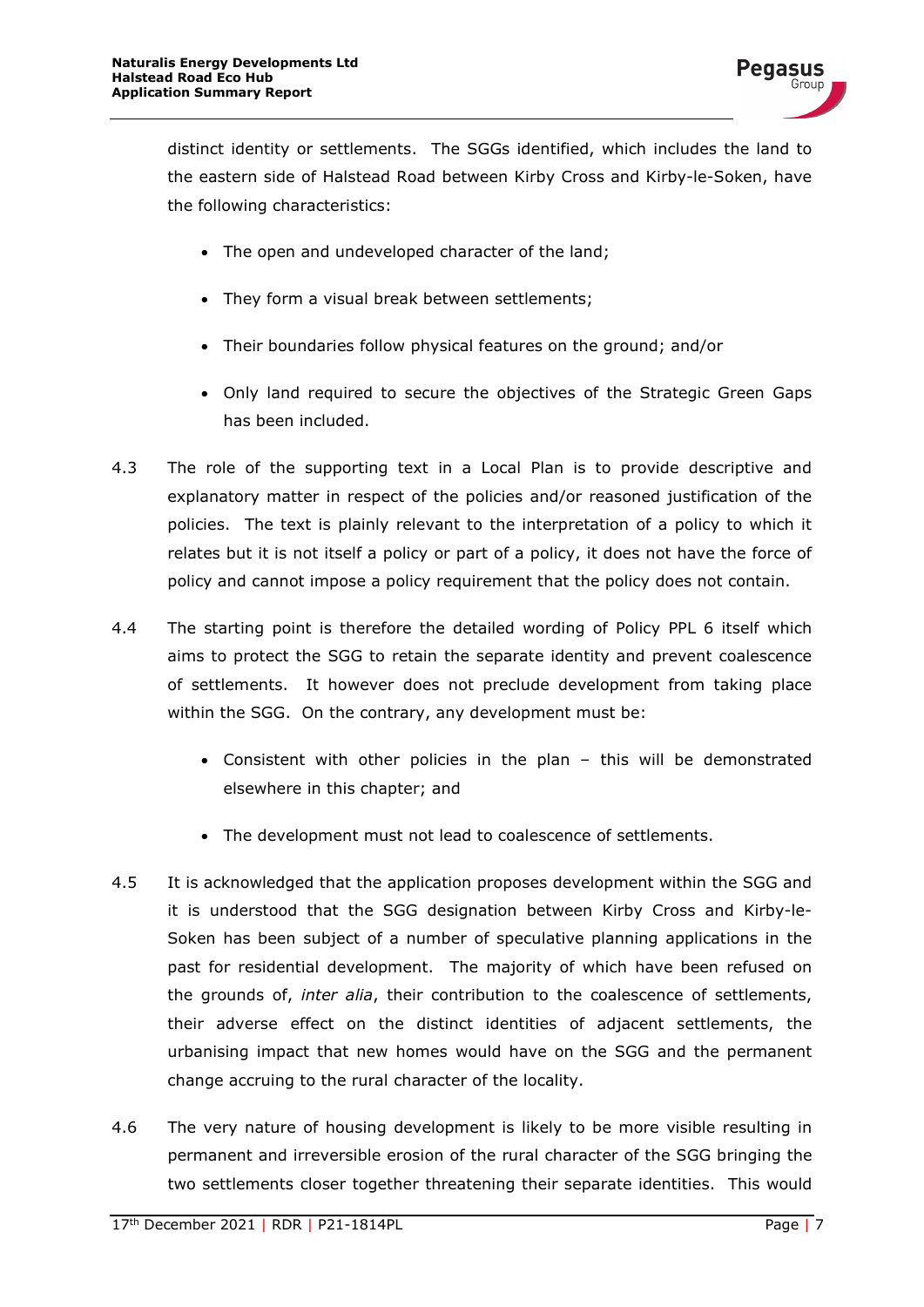distinct identity or settlements. The SGGs identified, which includes the land to the eastern side of Halstead Road between Kirby Cross and Kirby-le-Soken, have the following characteristics:

- The open and undeveloped character of the land;
- They form a visual break between settlements;
- Their boundaries follow physical features on the ground; and/or
- Only land required to secure the objectives of the Strategic Green Gaps has been included.

4.3 The role of the supporting text in a Local Plan is to provide descriptive and explanatory matter in respect of the policies and/or reasoned justification of the policies. The text is plainly relevant to the interpretation of a policy to which it relates but it is not itself a policy or part of a policy, it does not have the force of policy and cannot impose a policy requirement that the policy does not contain.

4.4 The starting point is therefore the detailed wording of Policy PPL 6 itself which aims to protect the SGG to retain the separate identity and prevent coalescence of settlements. It however does not preclude development from taking place within the SGG. On the contrary, any development must be:

- Consistent with other policies in the plan – this will be demonstrated elsewhere in this chapter; and
- The development must not lead to coalescence of settlements.

4.5 It is acknowledged that the application proposes development within the SGG and it is understood that the SGG designation between Kirby Cross and Kirby-le-Soken has been subject of a number of speculative planning applications in the past for residential development. The majority of which have been refused on the grounds of, *inter alia*, their contribution to the coalescence of settlements, their adverse effect on the distinct identities of adjacent settlements, the urbanising impact that new homes would have on the SGG and the permanent change accruing to the rural character of the locality.

4.6 The very nature of housing development is likely to be more visible resulting in permanent and irreversible erosion of the rural character of the SGG bringing the two settlements closer together threatening their separate identities. This would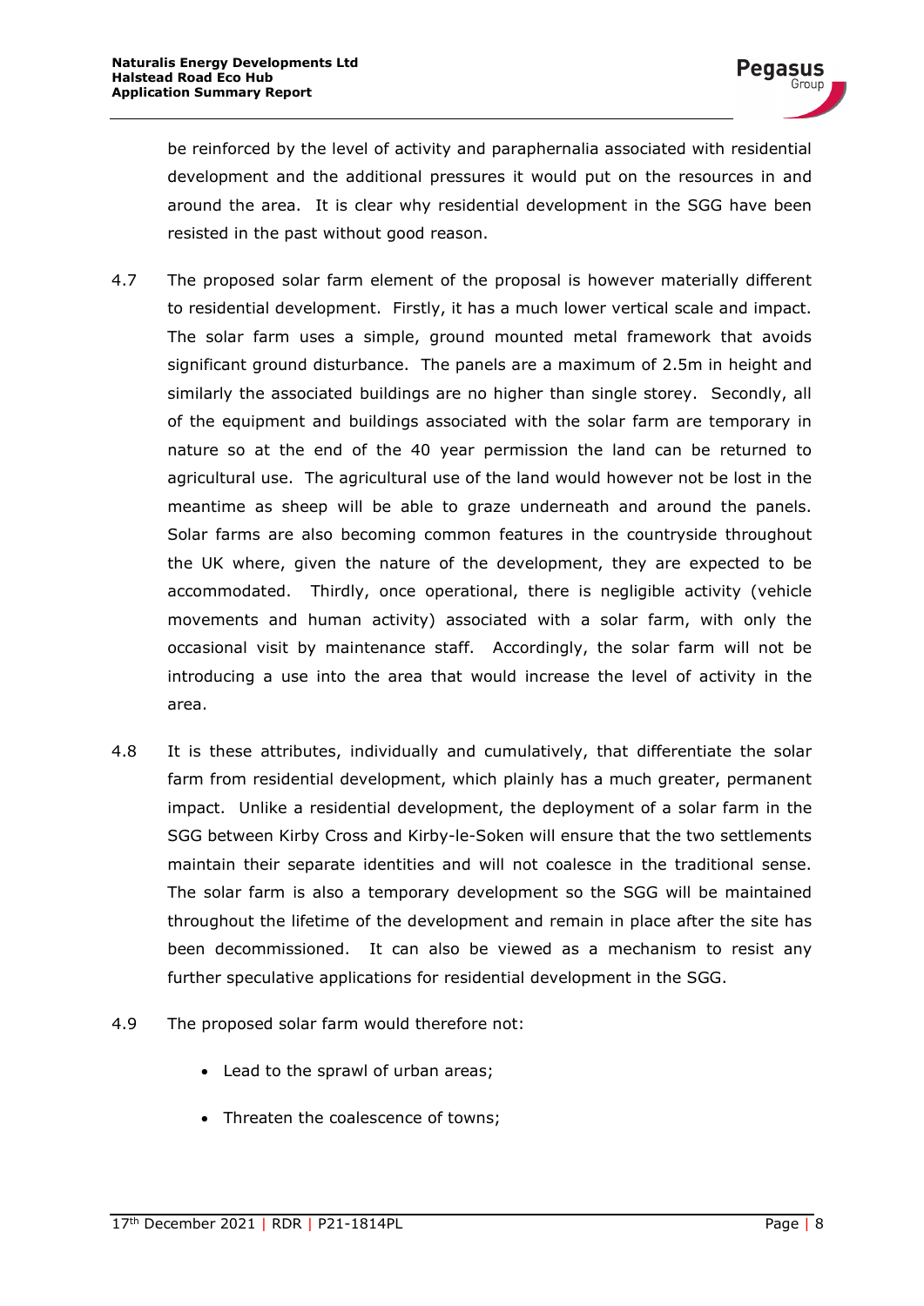be reinforced by the level of activity and paraphernalia associated with residential development and the additional pressures it would put on the resources in and around the area. It is clear why residential development in the SGG have been resisted in the past without good reason.

4.7 The proposed solar farm element of the proposal is however materially different to residential development. Firstly, it has a much lower vertical scale and impact. The solar farm uses a simple, ground mounted metal framework that avoids significant ground disturbance. The panels are a maximum of 2.5m in height and similarly the associated buildings are no higher than single storey. Secondly, all of the equipment and buildings associated with the solar farm are temporary in nature so at the end of the 40 year permission the land can be returned to agricultural use. The agricultural use of the land would however not be lost in the meantime as sheep will be able to graze underneath and around the panels. Solar farms are also becoming common features in the countryside throughout the UK where, given the nature of the development, they are expected to be accommodated. Thirdly, once operational, there is negligible activity (vehicle movements and human activity) associated with a solar farm, with only the occasional visit by maintenance staff. Accordingly, the solar farm will not be introducing a use into the area that would increase the level of activity in the area.

4.8 It is these attributes, individually and cumulatively, that differentiate the solar farm from residential development, which plainly has a much greater, permanent impact. Unlike a residential development, the deployment of a solar farm in the SGG between Kirby Cross and Kirby-le-Soken will ensure that the two settlements maintain their separate identities and will not coalesce in the traditional sense. The solar farm is also a temporary development so the SGG will be maintained throughout the lifetime of the development and remain in place after the site has been decommissioned. It can also be viewed as a mechanism to resist any further speculative applications for residential development in the SGG.

4.9 The proposed solar farm would therefore not:

- Lead to the sprawl of urban areas;
- Threaten the coalescence of towns;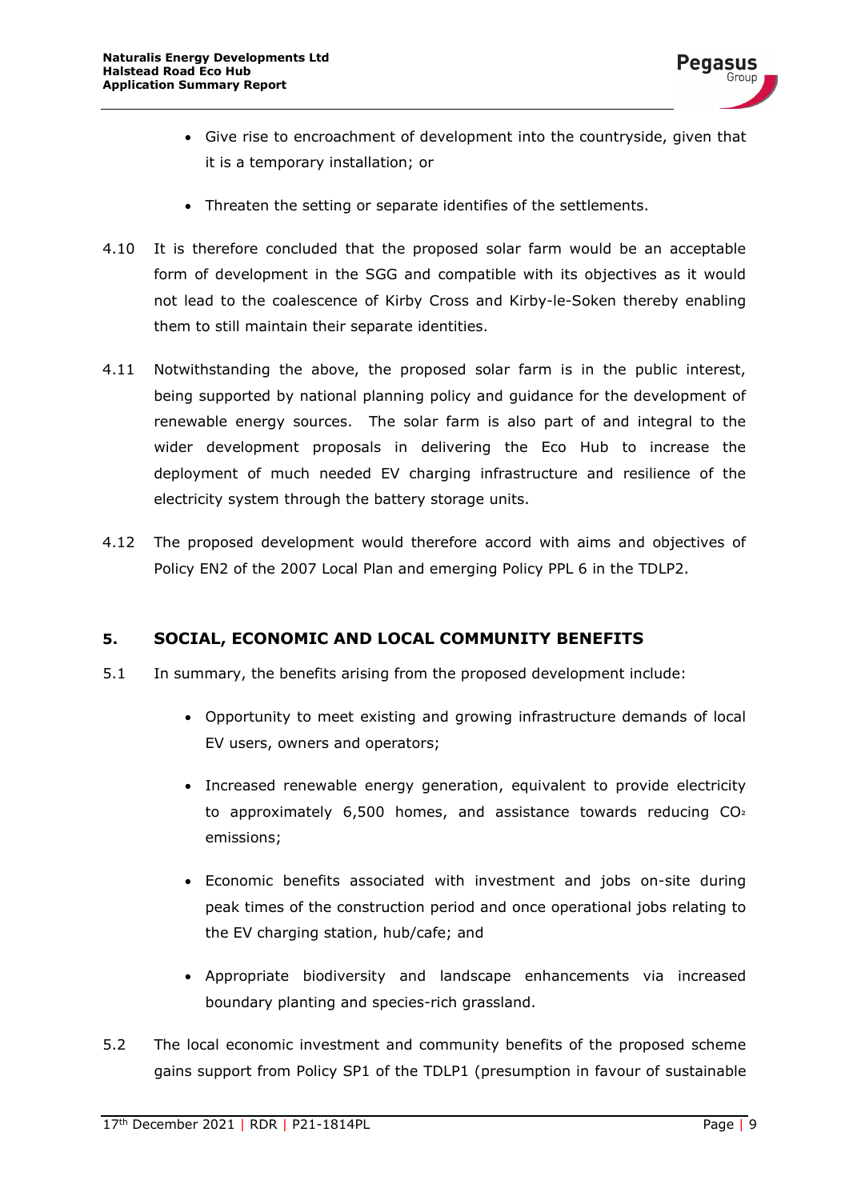- Give rise to encroachment of development into the countryside, given that it is a temporary installation; or
- Threaten the setting or separate identifies of the settlements.

4.10 It is therefore concluded that the proposed solar farm would be an acceptable form of development in the SGG and compatible with its objectives as it would not lead to the coalescence of Kirby Cross and Kirby-le-Soken thereby enabling them to still maintain their separate identities.

4.11 Notwithstanding the above, the proposed solar farm is in the public interest, being supported by national planning policy and guidance for the development of renewable energy sources. The solar farm is also part of and integral to the wider development proposals in delivering the Eco Hub to increase the deployment of much needed EV charging infrastructure and resilience of the electricity system through the battery storage units.

4.12 The proposed development would therefore accord with aims and objectives of Policy EN2 of the 2007 Local Plan and emerging Policy PPL 6 in the TDLP2.

## 5. SOCIAL, ECONOMIC AND LOCAL COMMUNITY BENEFITS

5.1 In summary, the benefits arising from the proposed development include:

- Opportunity to meet existing and growing infrastructure demands of local EV users, owners and operators;
- Increased renewable energy generation, equivalent to provide electricity to approximately 6,500 homes, and assistance towards reducing $CO_2$ emissions;
- Economic benefits associated with investment and jobs on-site during peak times of the construction period and once operational jobs relating to the EV charging station, hub/cafe; and
- Appropriate biodiversity and landscape enhancements via increased boundary planting and species-rich grassland.

5.2 The local economic investment and community benefits of the proposed scheme gains support from Policy SP1 of the TDLP1 (presumption in favour of sustainable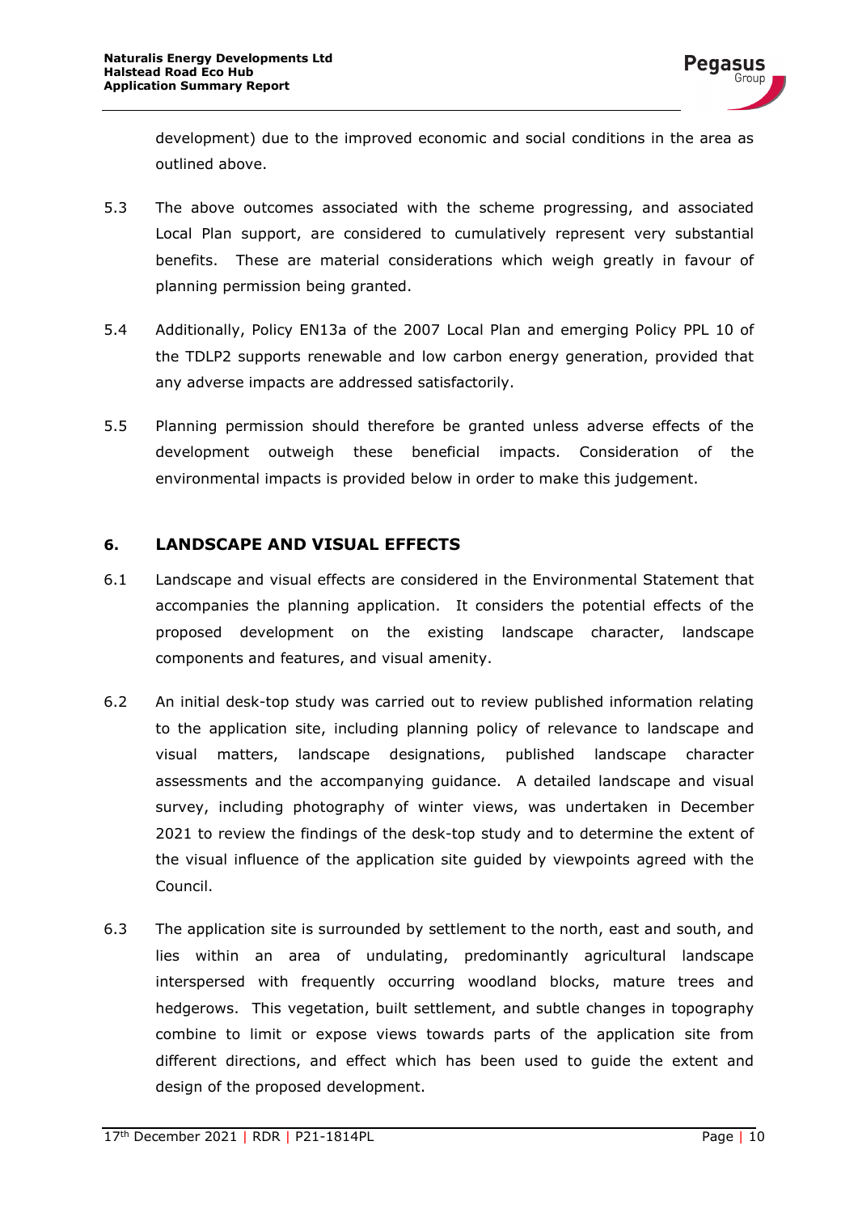development) due to the improved economic and social conditions in the area as outlined above.

5.3 The above outcomes associated with the scheme progressing, and associated Local Plan support, are considered to cumulatively represent very substantial benefits. These are material considerations which weigh greatly in favour of planning permission being granted.

5.4 Additionally, Policy EN13a of the 2007 Local Plan and emerging Policy PPL 10 of the TDLP2 supports renewable and low carbon energy generation, provided that any adverse impacts are addressed satisfactorily.

5.5 Planning permission should therefore be granted unless adverse effects of the development outweigh these beneficial impacts. Consideration of the environmental impacts is provided below in order to make this judgement.

## 6. LANDSCAPE AND VISUAL EFFECTS

6.1 Landscape and visual effects are considered in the Environmental Statement that accompanies the planning application. It considers the potential effects of the proposed development on the existing landscape character, landscape components and features, and visual amenity.

6.2 An initial desk-top study was carried out to review published information relating to the application site, including planning policy of relevance to landscape and visual matters, landscape designations, published landscape character assessments and the accompanying guidance. A detailed landscape and visual survey, including photography of winter views, was undertaken in December 2021 to review the findings of the desk-top study and to determine the extent of the visual influence of the application site guided by viewpoints agreed with the Council.

6.3 The application site is surrounded by settlement to the north, east and south, and lies within an area of undulating, predominantly agricultural landscape interspersed with frequently occurring woodland blocks, mature trees and hedgerows. This vegetation, built settlement, and subtle changes in topography combine to limit or expose views towards parts of the application site from different directions, and effect which has been used to guide the extent and design of the proposed development.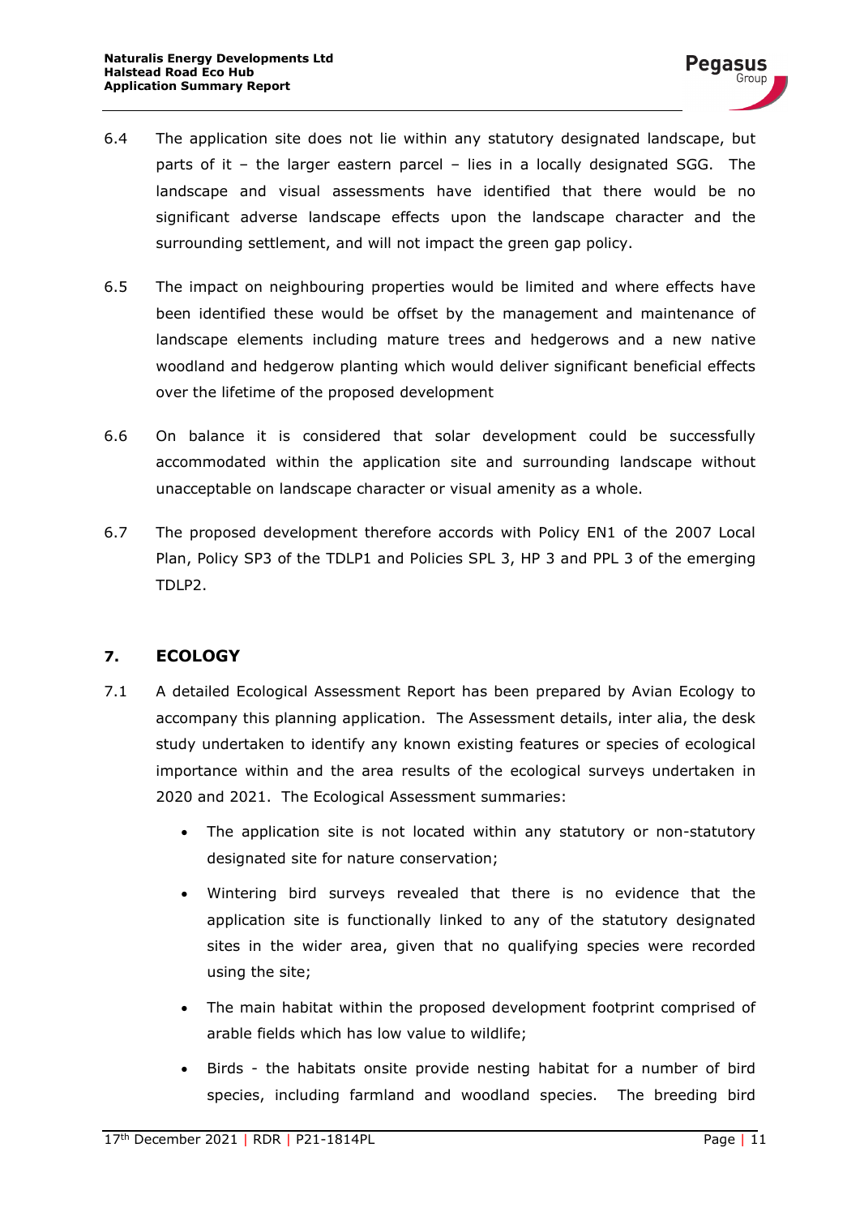6.4 The application site does not lie within any statutory designated landscape, but parts of it – the larger eastern parcel – lies in a locally designated SGG. The landscape and visual assessments have identified that there would be no significant adverse landscape effects upon the landscape character and the surrounding settlement, and will not impact the green gap policy.

6.5 The impact on neighbouring properties would be limited and where effects have been identified these would be offset by the management and maintenance of landscape elements including mature trees and hedgerows and a new native woodland and hedgerow planting which would deliver significant beneficial effects over the lifetime of the proposed development

6.6 On balance it is considered that solar development could be successfully accommodated within the application site and surrounding landscape without unacceptable on landscape character or visual amenity as a whole.

6.7 The proposed development therefore accords with Policy EN1 of the 2007 Local Plan, Policy SP3 of the TDLP1 and Policies SPL 3, HP 3 and PPL 3 of the emerging TDLP2.

## 7. ECOLOGY

7.1 A detailed Ecological Assessment Report has been prepared by Avian Ecology to accompany this planning application. The Assessment details, inter alia, the desk study undertaken to identify any known existing features or species of ecological importance within and the area results of the ecological surveys undertaken in 2020 and 2021. The Ecological Assessment summaries:

- The application site is not located within any statutory or non-statutory designated site for nature conservation;
- Wintering bird surveys revealed that there is no evidence that the application site is functionally linked to any of the statutory designated sites in the wider area, given that no qualifying species were recorded using the site;
- The main habitat within the proposed development footprint comprised of arable fields which has low value to wildlife;
- Birds - the habitats onsite provide nesting habitat for a number of bird species, including farmland and woodland species. The breeding bird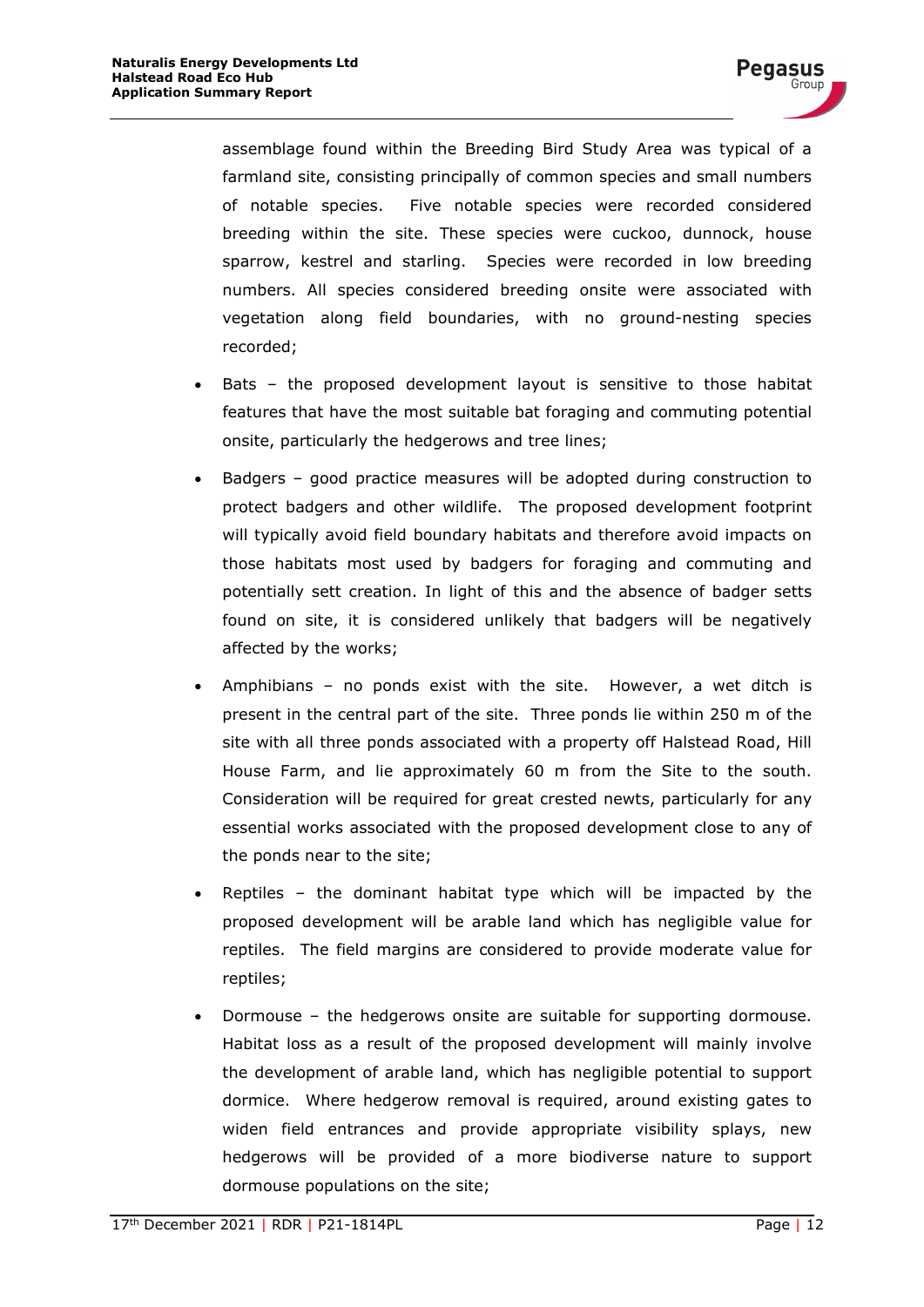assemblage found within the Breeding Bird Study Area was typical of a farmland site, consisting principally of common species and small numbers of notable species. Five notable species were recorded considered breeding within the site. These species were cuckoo, dunnock, house sparrow, kestrel and starling. Species were recorded in low breeding numbers. All species considered breeding onsite were associated with vegetation along field boundaries, with no ground-nesting species recorded;

- Bats – the proposed development layout is sensitive to those habitat features that have the most suitable bat foraging and commuting potential onsite, particularly the hedgerows and tree lines;
- Badgers – good practice measures will be adopted during construction to protect badgers and other wildlife. The proposed development footprint will typically avoid field boundary habitats and therefore avoid impacts on those habitats most used by badgers for foraging and commuting and potentially sett creation. In light of this and the absence of badger setts found on site, it is considered unlikely that badgers will be negatively affected by the works;
- Amphibians – no ponds exist with the site. However, a wet ditch is present in the central part of the site. Three ponds lie within 250 m of the site with all three ponds associated with a property off Halstead Road, Hill House Farm, and lie approximately 60 m from the Site to the south. Consideration will be required for great crested newts, particularly for any essential works associated with the proposed development close to any of the ponds near to the site;
- Reptiles – the dominant habitat type which will be impacted by the proposed development will be arable land which has negligible value for reptiles. The field margins are considered to provide moderate value for reptiles;
- Dormouse – the hedgerows onsite are suitable for supporting dormouse. Habitat loss as a result of the proposed development will mainly involve the development of arable land, which has negligible potential to support dormice. Where hedgerow removal is required, around existing gates to widen field entrances and provide appropriate visibility splays, new hedgerows will be provided of a more biodiverse nature to support dormouse populations on the site;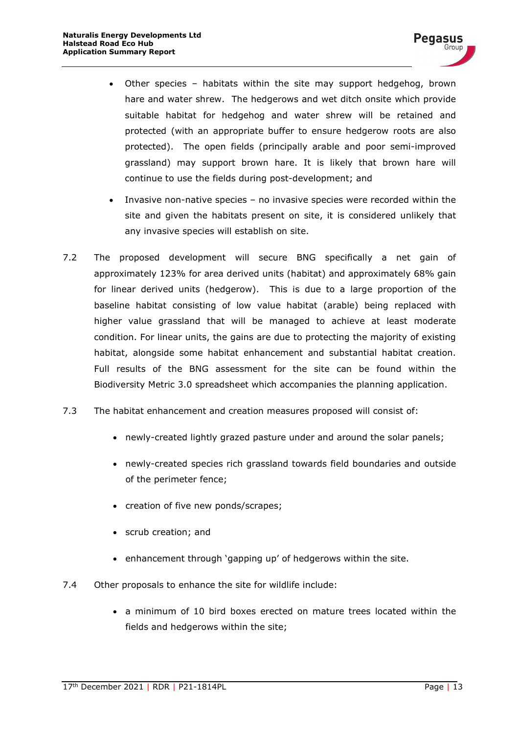- Other species – habitats within the site may support hedgehog, brown hare and water shrew. The hedgerows and wet ditch onsite which provide suitable habitat for hedgehog and water shrew will be retained and protected (with an appropriate buffer to ensure hedgerow roots are also protected). The open fields (principally arable and poor semi-improved grassland) may support brown hare. It is likely that brown hare will continue to use the fields during post-development; and
- Invasive non-native species – no invasive species were recorded within the site and given the habitats present on site, it is considered unlikely that any invasive species will establish on site.

7.2 The proposed development will secure BNG specifically a net gain of approximately 123% for area derived units (habitat) and approximately 68% gain for linear derived units (hedgerow). This is due to a large proportion of the baseline habitat consisting of low value habitat (arable) being replaced with higher value grassland that will be managed to achieve at least moderate condition. For linear units, the gains are due to protecting the majority of existing habitat, alongside some habitat enhancement and substantial habitat creation. Full results of the BNG assessment for the site can be found within the Biodiversity Metric 3.0 spreadsheet which accompanies the planning application.

7.3 The habitat enhancement and creation measures proposed will consist of:

- newly-created lightly grazed pasture under and around the solar panels;
- newly-created species rich grassland towards field boundaries and outside of the perimeter fence;
- creation of five new ponds/scrapes;
- scrub creation; and
- enhancement through 'gapping up' of hedgerows within the site.

7.4 Other proposals to enhance the site for wildlife include:

- a minimum of 10 bird boxes erected on mature trees located within the fields and hedgerows within the site;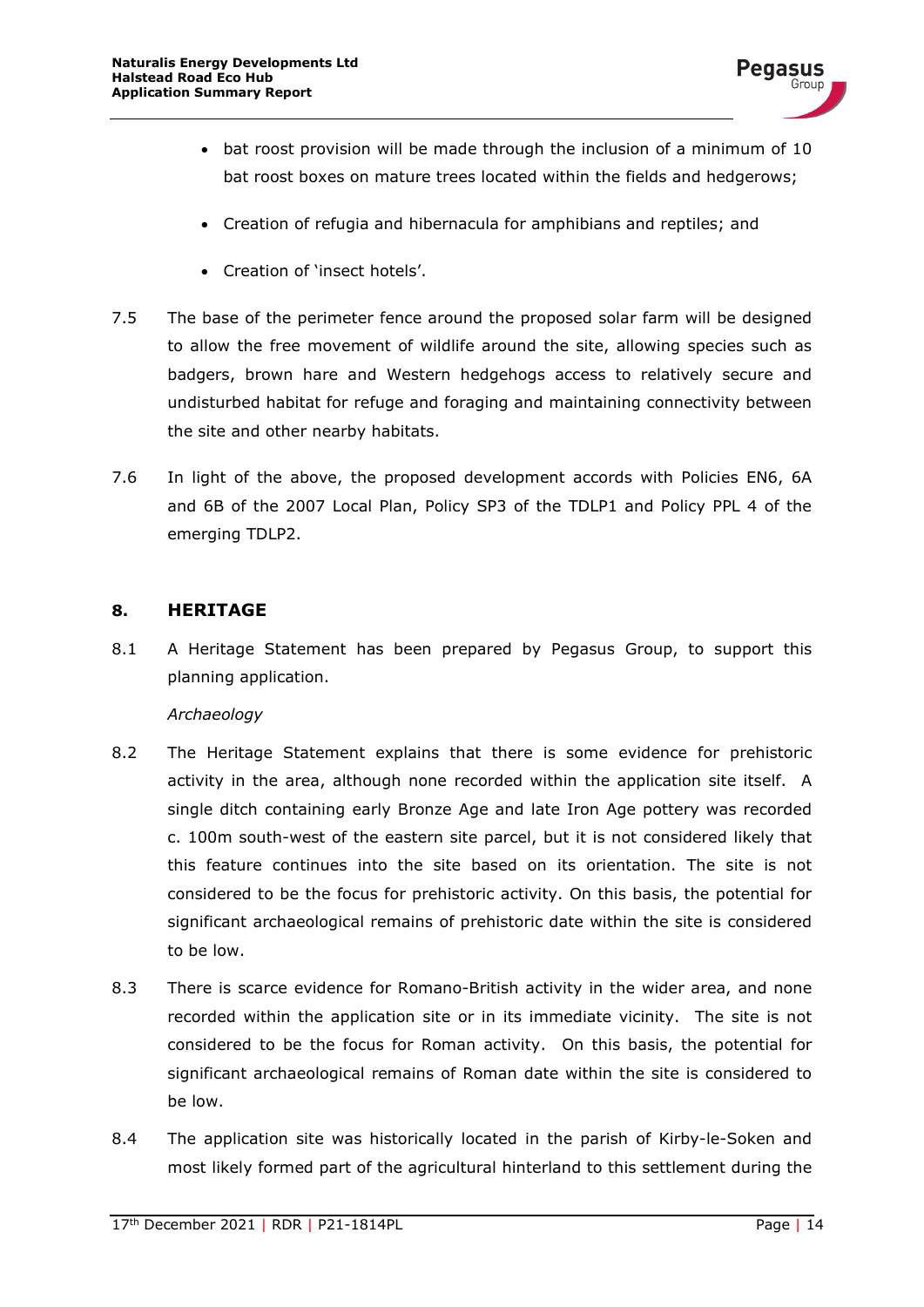- bat roost provision will be made through the inclusion of a minimum of 10 bat roost boxes on mature trees located within the fields and hedgerows;
- Creation of refugia and hibernacula for amphibians and reptiles; and
- Creation of 'insect hotels'.

7.5 The base of the perimeter fence around the proposed solar farm will be designed to allow the free movement of wildlife around the site, allowing species such as badgers, brown hare and Western hedgehogs access to relatively secure and undisturbed habitat for refuge and foraging and maintaining connectivity between the site and other nearby habitats.

7.6 In light of the above, the proposed development accords with Policies EN6, 6A and 6B of the 2007 Local Plan, Policy SP3 of the TDLP1 and Policy PPL 4 of the emerging TDLP2.

## 8. HERITAGE

8.1 A Heritage Statement has been prepared by Pegasus Group, to support this planning application.

*Archaeology*

8.2 The Heritage Statement explains that there is some evidence for prehistoric activity in the area, although none recorded within the application site itself. A single ditch containing early Bronze Age and late Iron Age pottery was recorded c. 100m south-west of the eastern site parcel, but it is not considered likely that this feature continues into the site based on its orientation. The site is not considered to be the focus for prehistoric activity. On this basis, the potential for significant archaeological remains of prehistoric date within the site is considered to be low.

8.3 There is scarce evidence for Romano-British activity in the wider area, and none recorded within the application site or in its immediate vicinity. The site is not considered to be the focus for Roman activity. On this basis, the potential for significant archaeological remains of Roman date within the site is considered to be low.

8.4 The application site was historically located in the parish of Kirby-le-Soken and most likely formed part of the agricultural hinterland to this settlement during the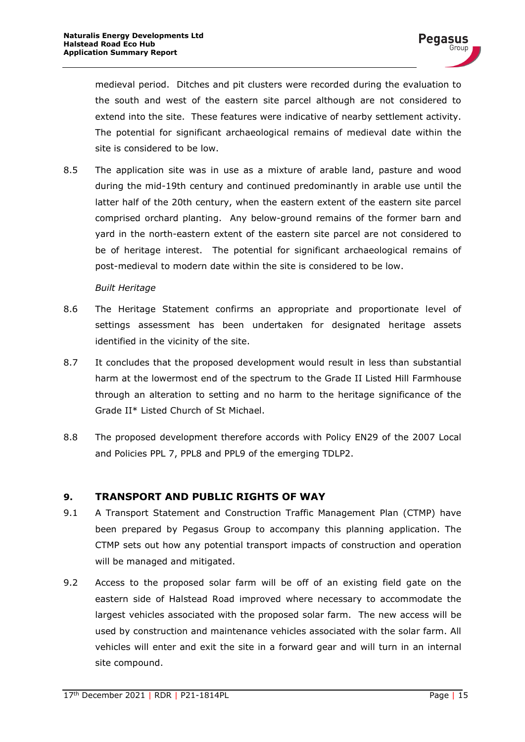medieval period. Ditches and pit clusters were recorded during the evaluation to the south and west of the eastern site parcel although are not considered to extend into the site. These features were indicative of nearby settlement activity. The potential for significant archaeological remains of medieval date within the site is considered to be low.

8.5 The application site was in use as a mixture of arable land, pasture and wood during the mid-19th century and continued predominantly in arable use until the latter half of the 20th century, when the eastern extent of the eastern site parcel comprised orchard planting. Any below-ground remains of the former barn and yard in the north-eastern extent of the eastern site parcel are not considered to be of heritage interest. The potential for significant archaeological remains of post-medieval to modern date within the site is considered to be low.

*Built Heritage*

8.6 The Heritage Statement confirms an appropriate and proportionate level of settings assessment has been undertaken for designated heritage assets identified in the vicinity of the site.

8.7 It concludes that the proposed development would result in less than substantial harm at the lowermost end of the spectrum to the Grade II Listed Hill Farmhouse through an alteration to setting and no harm to the heritage significance of the Grade II* Listed Church of St Michael.

8.8 The proposed development therefore accords with Policy EN29 of the 2007 Local and Policies PPL 7, PPL8 and PPL9 of the emerging TDLP2.

## 9. TRANSPORT AND PUBLIC RIGHTS OF WAY

9.1 A Transport Statement and Construction Traffic Management Plan (CTMP) have been prepared by Pegasus Group to accompany this planning application. The CTMP sets out how any potential transport impacts of construction and operation will be managed and mitigated.

9.2 Access to the proposed solar farm will be off of an existing field gate on the eastern side of Halstead Road improved where necessary to accommodate the largest vehicles associated with the proposed solar farm. The new access will be used by construction and maintenance vehicles associated with the solar farm. All vehicles will enter and exit the site in a forward gear and will turn in an internal site compound.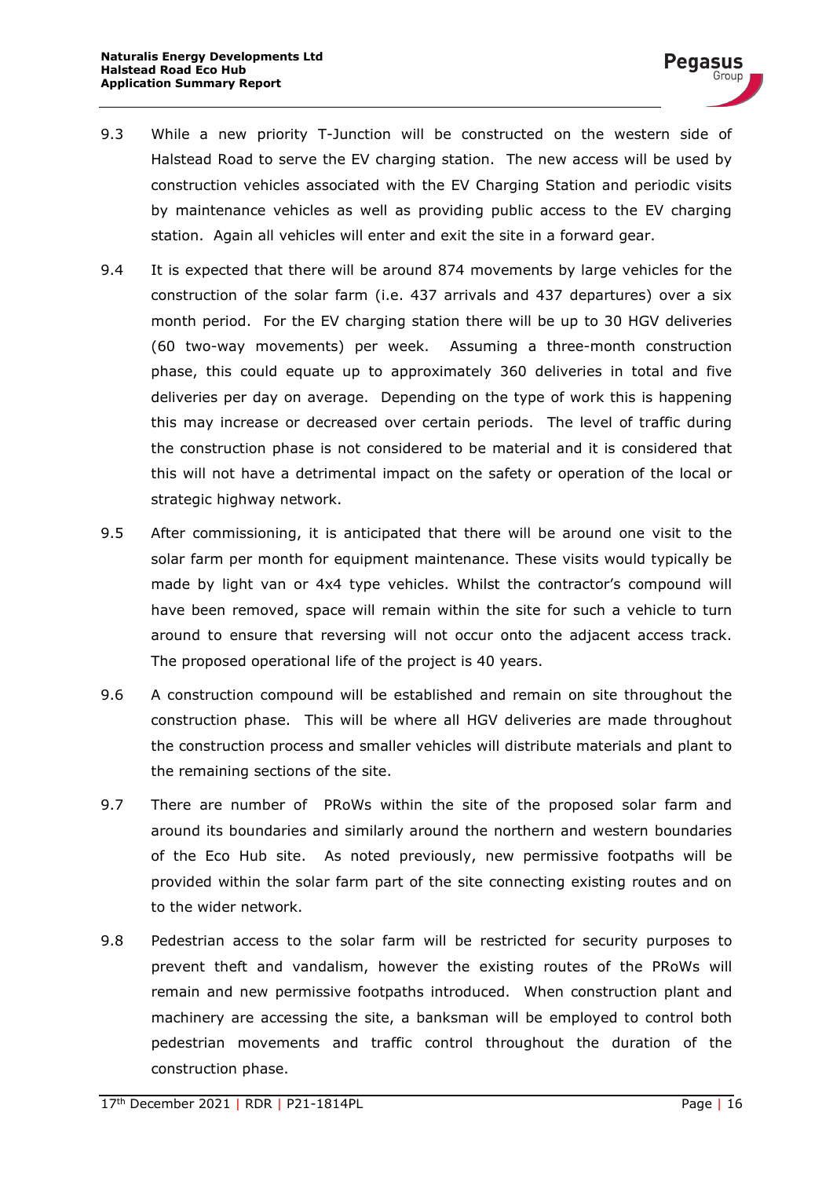9.3 While a new priority T-Junction will be constructed on the western side of Halstead Road to serve the EV charging station. The new access will be used by construction vehicles associated with the EV Charging Station and periodic visits by maintenance vehicles as well as providing public access to the EV charging station. Again all vehicles will enter and exit the site in a forward gear.

9.4 It is expected that there will be around 874 movements by large vehicles for the construction of the solar farm (i.e. 437 arrivals and 437 departures) over a six month period. For the EV charging station there will be up to 30 HGV deliveries (60 two-way movements) per week. Assuming a three-month construction phase, this could equate up to approximately 360 deliveries in total and five deliveries per day on average. Depending on the type of work this is happening this may increase or decreased over certain periods. The level of traffic during the construction phase is not considered to be material and it is considered that this will not have a detrimental impact on the safety or operation of the local or strategic highway network.

9.5 After commissioning, it is anticipated that there will be around one visit to the solar farm per month for equipment maintenance. These visits would typically be made by light van or 4x4 type vehicles. Whilst the contractor's compound will have been removed, space will remain within the site for such a vehicle to turn around to ensure that reversing will not occur onto the adjacent access track. The proposed operational life of the project is 40 years.

9.6 A construction compound will be established and remain on site throughout the construction phase. This will be where all HGV deliveries are made throughout the construction process and smaller vehicles will distribute materials and plant to the remaining sections of the site.

9.7 There are number of PRoWs within the site of the proposed solar farm and around its boundaries and similarly around the northern and western boundaries of the Eco Hub site. As noted previously, new permissive footpaths will be provided within the solar farm part of the site connecting existing routes and on to the wider network.

9.8 Pedestrian access to the solar farm will be restricted for security purposes to prevent theft and vandalism, however the existing routes of the PRoWs will remain and new permissive footpaths introduced. When construction plant and machinery are accessing the site, a banksman will be employed to control both pedestrian movements and traffic control throughout the duration of the construction phase.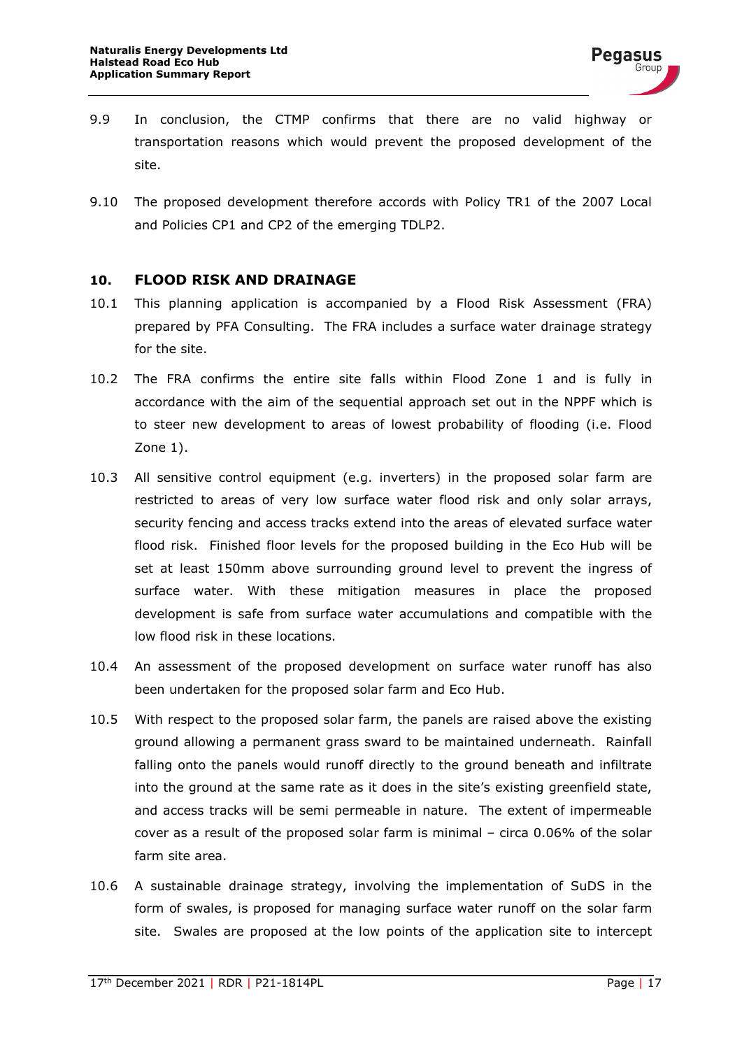9.9 In conclusion, the CTMP confirms that there are no valid highway or transportation reasons which would prevent the proposed development of the site.

9.10 The proposed development therefore accords with Policy TR1 of the 2007 Local and Policies CP1 and CP2 of the emerging TDLP2.

## 10. FLOOD RISK AND DRAINAGE

10.1 This planning application is accompanied by a Flood Risk Assessment (FRA) prepared by PFA Consulting. The FRA includes a surface water drainage strategy for the site.

10.2 The FRA confirms the entire site falls within Flood Zone 1 and is fully in accordance with the aim of the sequential approach set out in the NPPF which is to steer new development to areas of lowest probability of flooding (i.e. Flood Zone 1).

10.3 All sensitive control equipment (e.g. inverters) in the proposed solar farm are restricted to areas of very low surface water flood risk and only solar arrays, security fencing and access tracks extend into the areas of elevated surface water flood risk. Finished floor levels for the proposed building in the Eco Hub will be set at least 150mm above surrounding ground level to prevent the ingress of surface water. With these mitigation measures in place the proposed development is safe from surface water accumulations and compatible with the low flood risk in these locations.

10.4 An assessment of the proposed development on surface water runoff has also been undertaken for the proposed solar farm and Eco Hub.

10.5 With respect to the proposed solar farm, the panels are raised above the existing ground allowing a permanent grass sward to be maintained underneath. Rainfall falling onto the panels would runoff directly to the ground beneath and infiltrate into the ground at the same rate as it does in the site's existing greenfield state, and access tracks will be semi permeable in nature. The extent of impermeable cover as a result of the proposed solar farm is minimal – circa 0.06% of the solar farm site area.

10.6 A sustainable drainage strategy, involving the implementation of SuDS in the form of swales, is proposed for managing surface water runoff on the solar farm site. Swales are proposed at the low points of the application site to intercept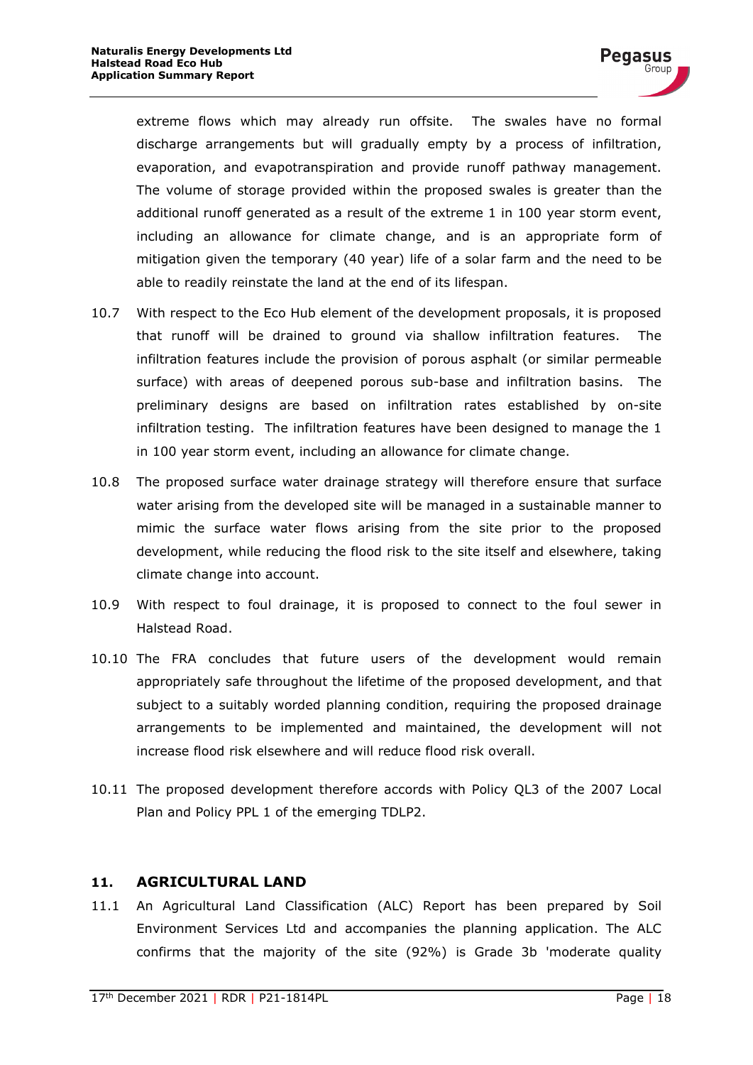extreme flows which may already run offsite. The swales have no formal discharge arrangements but will gradually empty by a process of infiltration, evaporation, and evapotranspiration and provide runoff pathway management. The volume of storage provided within the proposed swales is greater than the additional runoff generated as a result of the extreme 1 in 100 year storm event, including an allowance for climate change, and is an appropriate form of mitigation given the temporary (40 year) life of a solar farm and the need to be able to readily reinstate the land at the end of its lifespan.

10.7 With respect to the Eco Hub element of the development proposals, it is proposed that runoff will be drained to ground via shallow infiltration features. The infiltration features include the provision of porous asphalt (or similar permeable surface) with areas of deepened porous sub-base and infiltration basins. The preliminary designs are based on infiltration rates established by on-site infiltration testing. The infiltration features have been designed to manage the 1 in 100 year storm event, including an allowance for climate change.

10.8 The proposed surface water drainage strategy will therefore ensure that surface water arising from the developed site will be managed in a sustainable manner to mimic the surface water flows arising from the site prior to the proposed development, while reducing the flood risk to the site itself and elsewhere, taking climate change into account.

10.9 With respect to foul drainage, it is proposed to connect to the foul sewer in Halstead Road.

10.10 The FRA concludes that future users of the development would remain appropriately safe throughout the lifetime of the proposed development, and that subject to a suitably worded planning condition, requiring the proposed drainage arrangements to be implemented and maintained, the development will not increase flood risk elsewhere and will reduce flood risk overall.

10.11 The proposed development therefore accords with Policy QL3 of the 2007 Local Plan and Policy PPL 1 of the emerging TDLP2.

## 11. AGRICULTURAL LAND

11.1 An Agricultural Land Classification (ALC) Report has been prepared by Soil Environment Services Ltd and accompanies the planning application. The ALC confirms that the majority of the site (92%) is Grade 3b 'moderate quality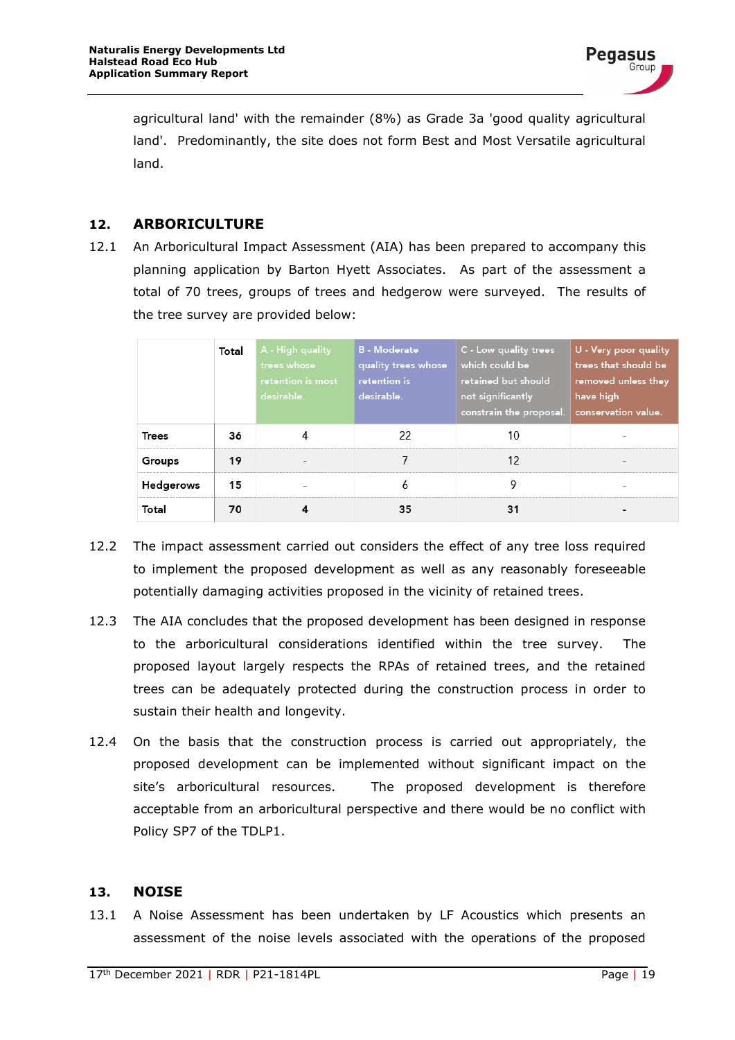agricultural land' with the remainder (8%) as Grade 3a 'good quality agricultural land'. Predominantly, the site does not form Best and Most Versatile agricultural land.

## 12. ARBORICULTURE

12.1 An Arboricultural Impact Assessment (AIA) has been prepared to accompany this planning application by Barton Hyett Associates. As part of the assessment a total of 70 trees, groups of trees and hedgerow were surveyed. The results of the tree survey are provided below:

| | Total | A - High quality trees whose retention is most desirable. | B - Moderate quality trees whose retention is desirable. | C - Low quality trees which could be retained but should not significantly constrain the proposal. | U - Very poor quality trees that should be removed unless they have high conservation value. |
|---|---|---|---|---|---|
| Trees | 36 | 4 | 22 | 10 | - |
| Groups | 19 | - | 7 | 12 | - |
| Hedgerows | 15 | - | 6 | 9 | - |
| Total | 70 | 4 | 35 | 31 | - |

12.2 The impact assessment carried out considers the effect of any tree loss required to implement the proposed development as well as any reasonably foreseeable potentially damaging activities proposed in the vicinity of retained trees.

12.3 The AIA concludes that the proposed development has been designed in response to the arboricultural considerations identified within the tree survey. The proposed layout largely respects the RPAs of retained trees, and the retained trees can be adequately protected during the construction process in order to sustain their health and longevity.

12.4 On the basis that the construction process is carried out appropriately, the proposed development can be implemented without significant impact on the site's arboricultural resources. The proposed development is therefore acceptable from an arboricultural perspective and there would be no conflict with Policy SP7 of the TDLP1.

## 13. NOISE

13.1 A Noise Assessment has been undertaken by LF Acoustics which presents an assessment of the noise levels associated with the operations of the proposed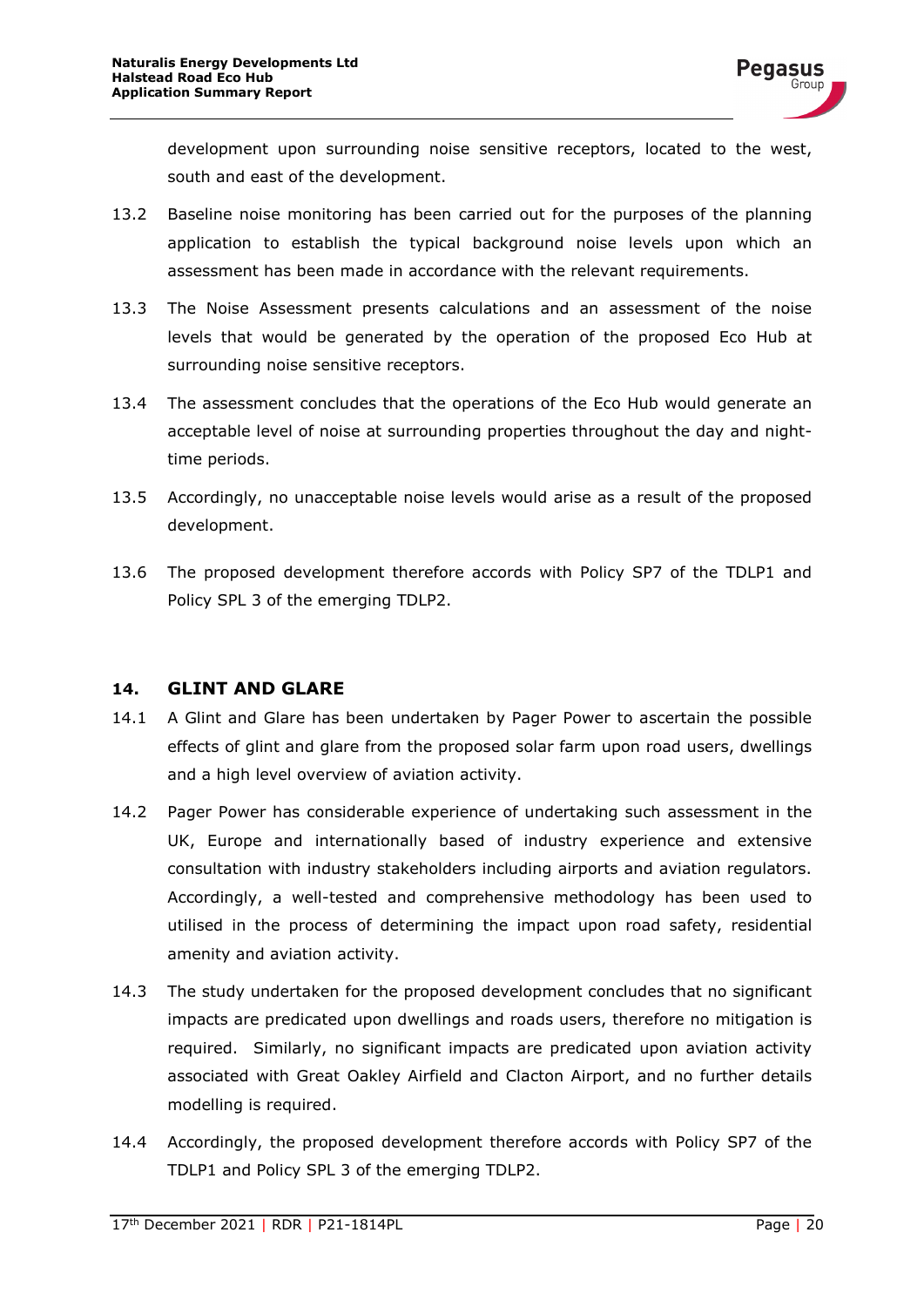development upon surrounding noise sensitive receptors, located to the west, south and east of the development.

13.2 Baseline noise monitoring has been carried out for the purposes of the planning application to establish the typical background noise levels upon which an assessment has been made in accordance with the relevant requirements.

13.3 The Noise Assessment presents calculations and an assessment of the noise levels that would be generated by the operation of the proposed Eco Hub at surrounding noise sensitive receptors.

13.4 The assessment concludes that the operations of the Eco Hub would generate an acceptable level of noise at surrounding properties throughout the day and night-time periods.

13.5 Accordingly, no unacceptable noise levels would arise as a result of the proposed development.

13.6 The proposed development therefore accords with Policy SP7 of the TDLP1 and Policy SPL 3 of the emerging TDLP2.

## 14. GLINT AND GLARE

14.1 A Glint and Glare has been undertaken by Pager Power to ascertain the possible effects of glint and glare from the proposed solar farm upon road users, dwellings and a high level overview of aviation activity.

14.2 Pager Power has considerable experience of undertaking such assessment in the UK, Europe and internationally based of industry experience and extensive consultation with industry stakeholders including airports and aviation regulators. Accordingly, a well-tested and comprehensive methodology has been used to utilised in the process of determining the impact upon road safety, residential amenity and aviation activity.

14.3 The study undertaken for the proposed development concludes that no significant impacts are predicated upon dwellings and roads users, therefore no mitigation is required. Similarly, no significant impacts are predicated upon aviation activity associated with Great Oakley Airfield and Clacton Airport, and no further details modelling is required.

14.4 Accordingly, the proposed development therefore accords with Policy SP7 of the TDLP1 and Policy SPL 3 of the emerging TDLP2.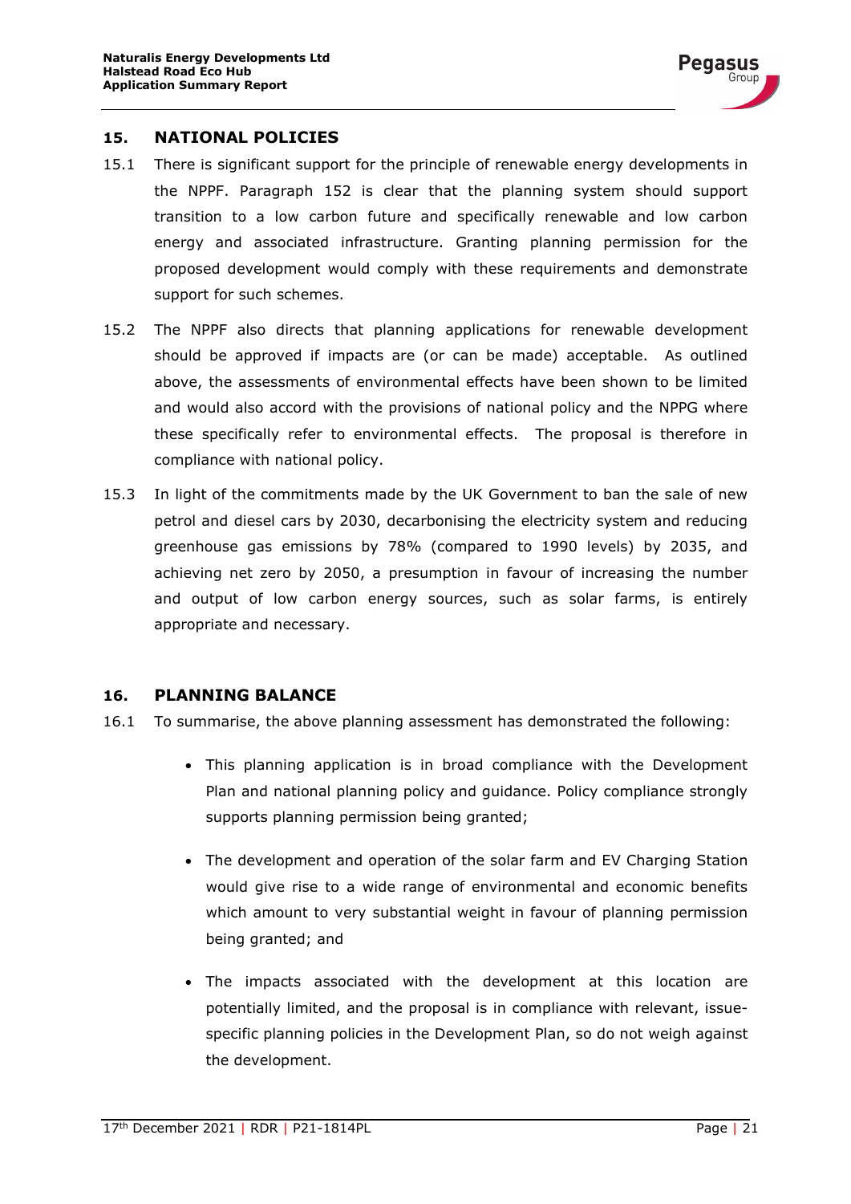## 15. NATIONAL POLICIES

15.1 There is significant support for the principle of renewable energy developments in the NPPF. Paragraph 152 is clear that the planning system should support transition to a low carbon future and specifically renewable and low carbon energy and associated infrastructure. Granting planning permission for the proposed development would comply with these requirements and demonstrate support for such schemes.

15.2 The NPPF also directs that planning applications for renewable development should be approved if impacts are (or can be made) acceptable. As outlined above, the assessments of environmental effects have been shown to be limited and would also accord with the provisions of national policy and the NPPG where these specifically refer to environmental effects. The proposal is therefore in compliance with national policy.

15.3 In light of the commitments made by the UK Government to ban the sale of new petrol and diesel cars by 2030, decarbonising the electricity system and reducing greenhouse gas emissions by 78% (compared to 1990 levels) by 2035, and achieving net zero by 2050, a presumption in favour of increasing the number and output of low carbon energy sources, such as solar farms, is entirely appropriate and necessary.

## 16. PLANNING BALANCE

16.1 To summarise, the above planning assessment has demonstrated the following:

- This planning application is in broad compliance with the Development Plan and national planning policy and guidance. Policy compliance strongly supports planning permission being granted;
- The development and operation of the solar farm and EV Charging Station would give rise to a wide range of environmental and economic benefits which amount to very substantial weight in favour of planning permission being granted; and
- The impacts associated with the development at this location are potentially limited, and the proposal is in compliance with relevant, issue-specific planning policies in the Development Plan, so do not weigh against the development.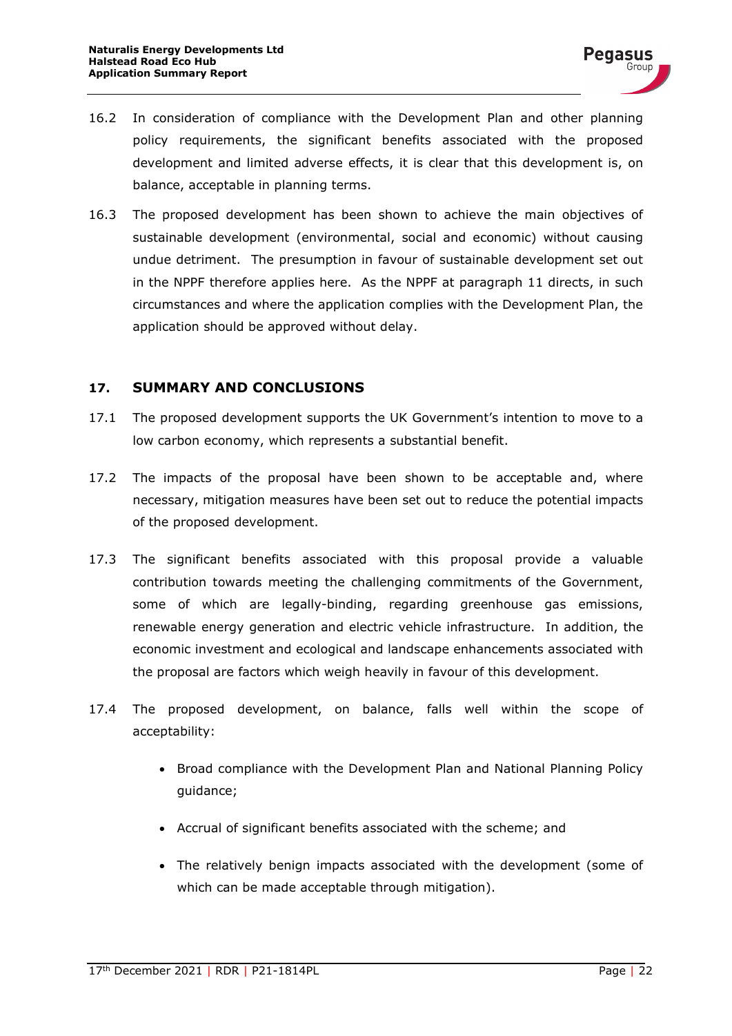16.2 In consideration of compliance with the Development Plan and other planning policy requirements, the significant benefits associated with the proposed development and limited adverse effects, it is clear that this development is, on balance, acceptable in planning terms.

16.3 The proposed development has been shown to achieve the main objectives of sustainable development (environmental, social and economic) without causing undue detriment. The presumption in favour of sustainable development set out in the NPPF therefore applies here. As the NPPF at paragraph 11 directs, in such circumstances and where the application complies with the Development Plan, the application should be approved without delay.

## 17. SUMMARY AND CONCLUSIONS

17.1 The proposed development supports the UK Government's intention to move to a low carbon economy, which represents a substantial benefit.

17.2 The impacts of the proposal have been shown to be acceptable and, where necessary, mitigation measures have been set out to reduce the potential impacts of the proposed development.

17.3 The significant benefits associated with this proposal provide a valuable contribution towards meeting the challenging commitments of the Government, some of which are legally-binding, regarding greenhouse gas emissions, renewable energy generation and electric vehicle infrastructure. In addition, the economic investment and ecological and landscape enhancements associated with the proposal are factors which weigh heavily in favour of this development.

17.4 The proposed development, on balance, falls well within the scope of acceptability:

- Broad compliance with the Development Plan and National Planning Policy guidance;
- Accrual of significant benefits associated with the scheme; and
- The relatively benign impacts associated with the development (some of which can be made acceptable through mitigation).